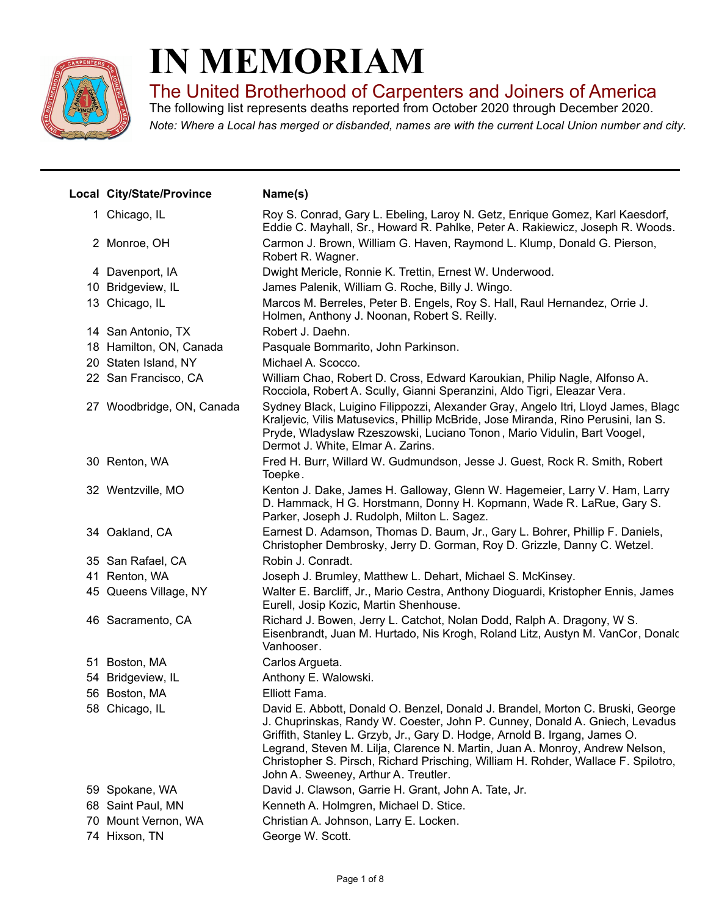# IN MEMORIAM

## The United Brotherhood of Carpenters and Joiners of America

The following list represents deaths reported from October 2020 through December 2020.

*Note: Where a Local has merged or disbanded, names are with the current Local Union number and city.*

| Local | City/State/Province | Name(s) |
|---|---|---|
| 1 | Chicago, IL | Roy S. Conrad, Gary L. Ebeling, Laroy N. Getz, Enrique Gomez, Karl Kaesdorf, Eddie C. Mayhall, Sr., Howard R. Pahlke, Peter A. Rakiewicz, Joseph R. Woods. |
| 2 | Monroe, OH | Carmon J. Brown, William G. Haven, Raymond L. Klump, Donald G. Pierson, Robert R. Wagner. |
| 4 | Davenport, IA | Dwight Mericle, Ronnie K. Trettin, Ernest W. Underwood. |
| 10 | Bridgeview, IL | James Palenik, William G. Roche, Billy J. Wingo. |
| 13 | Chicago, IL | Marcos M. Berreles, Peter B. Engels, Roy S. Hall, Raul Hernandez, Orrie J. Holmen, Anthony J. Noonan, Robert S. Reilly. |
| 14 | San Antonio, TX | Robert J. Daehn. |
| 18 | Hamilton, ON, Canada | Pasquale Bommarito, John Parkinson. |
| 20 | Staten Island, NY | Michael A. Scocco. |
| 22 | San Francisco, CA | William Chao, Robert D. Cross, Edward Karoukian, Philip Nagle, Alfonso A. Rocciola, Robert A. Scully, Gianni Speranzini, Aldo Tigri, Eleazar Vera. |
| 27 | Woodbridge, ON, Canada | Sydney Black, Luigino Filippozzi, Alexander Gray, Angelo Itri, Lloyd James, Blagc Kraljevic, Vilis Matusevics, Phillip McBride, Jose Miranda, Rino Perusini, Ian S. Pryde, Wladyslaw Rzeszowski, Luciano Tonon , Mario Vidulin, Bart Voogel, Dermot J. White, Elmar A. Zarins. |
| 30 | Renton, WA | Fred H. Burr, Willard W. Gudmundson, Jesse J. Guest, Rock R. Smith, Robert Toepke. |
| 32 | Wentzville, MO | Kenton J. Dake, James H. Galloway, Glenn W. Hagemeier, Larry V. Ham, Larry D. Hammack, H G. Horstmann, Donny H. Kopmann, Wade R. LaRue, Gary S. Parker, Joseph J. Rudolph, Milton L. Sagez. |
| 34 | Oakland, CA | Earnest D. Adamson, Thomas D. Baum, Jr., Gary L. Bohrer, Phillip F. Daniels, Christopher Dembrosky, Jerry D. Gorman, Roy D. Grizzle, Danny C. Wetzel. |
| 35 | San Rafael, CA | Robin J. Conradt. |
| 41 | Renton, WA | Joseph J. Brumley, Matthew L. Dehart, Michael S. McKinsey. |
| 45 | Queens Village, NY | Walter E. Barcliff, Jr., Mario Cestra, Anthony Dioguardi, Kristopher Ennis, James Eurell, Josip Kozic, Martin Shenhouse. |
| 46 | Sacramento, CA | Richard J. Bowen, Jerry L. Catchot, Nolan Dodd, Ralph A. Dragony, W S. Eisenbrandt, Juan M. Hurtado, Nis Krogh, Roland Litz, Austyn M. VanCor, Donalc Vanhooser. |
| 51 | Boston, MA | Carlos Argueta. |
| 54 | Bridgeview, IL | Anthony E. Walowski. |
| 56 | Boston, MA | Elliott Fama. |
| 58 | Chicago, IL | David E. Abbott, Donald O. Benzel, Donald J. Brandel, Morton C. Bruski, George J. Chuprinskas, Randy W. Coester, John P. Cunney, Donald A. Gniech, Levadus Griffith, Stanley L. Grzyb, Jr., Gary D. Hodge, Arnold B. Irgang, James O. Legrand, Steven M. Lilja, Clarence N. Martin, Juan A. Monroy, Andrew Nelson, Christopher S. Pirsch, Richard Prisching, William H. Rohder, Wallace F. Spilotro, John A. Sweeney, Arthur A. Treutler. |
| 59 | Spokane, WA | David J. Clawson, Garrie H. Grant, John A. Tate, Jr. |
| 68 | Saint Paul, MN | Kenneth A. Holmgren, Michael D. Stice. |
| 70 | Mount Vernon, WA | Christian A. Johnson, Larry E. Locken. |
| 74 | Hixson, TN | George W. Scott. |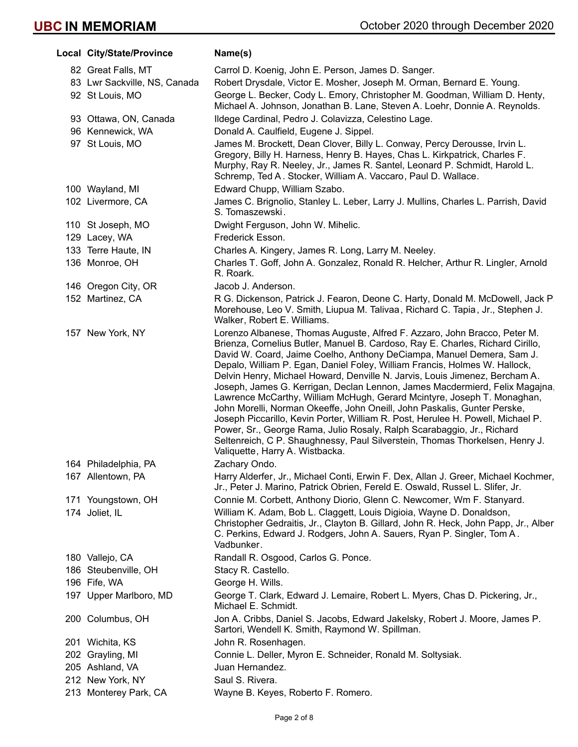# UBC IN MEMORIAM

October 2020 through December 2020

| Local | City/State/Province | Name(s) |
| --- | --- | --- |
| 82 | Great Falls, MT | Carrol D. Koenig, John E. Person, James D. Sanger. |
| 83 | Lwr Sackville, NS, Canada | Robert Drysdale, Victor E. Mosher, Joseph M. Orman, Bernard E. Young. |
| 92 | St Louis, MO | George L. Becker, Cody L. Emory, Christopher M. Goodman, William D. Henty, Michael A. Johnson, Jonathan B. Lane, Steven A. Loehr, Donnie A. Reynolds. |
| 93 | Ottawa, ON, Canada | Ildege Cardinal, Pedro J. Colavizza, Celestino Lage. |
| 96 | Kennewick, WA | Donald A. Caulfield, Eugene J. Sippel. |
| 97 | St Louis, MO | James M. Brockett, Dean Clover, Billy L. Conway, Percy Derousse, Irvin L. Gregory, Billy H. Harness, Henry B. Hayes, Chas L. Kirkpatrick, Charles F. Murphy, Ray R. Neeley, Jr., James R. Santel, Leonard P. Schmidt, Harold L. Schremp, Ted A. Stocker, William A. Vaccaro, Paul D. Wallace. |
| 100 | Wayland, MI | Edward Chupp, William Szabo. |
| 102 | Livermore, CA | James C. Brignolio, Stanley L. Leber, Larry J. Mullins, Charles L. Parrish, David S. Tomaszewski. |
| 110 | St Joseph, MO | Dwight Ferguson, John W. Mihelic. |
| 129 | Lacey, WA | Frederick Esson. |
| 133 | Terre Haute, IN | Charles A. Kingery, James R. Long, Larry M. Neeley. |
| 136 | Monroe, OH | Charles T. Goff, John A. Gonzalez, Ronald R. Helcher, Arthur R. Lingler, Arnold R. Roark. |
| 146 | Oregon City, OR | Jacob J. Anderson. |
| 152 | Martinez, CA | R G. Dickenson, Patrick J. Fearon, Deone C. Harty, Donald M. McDowell, Jack P. Morehouse, Leo V. Smith, Liupua M. Talivaa, Richard C. Tapia, Jr., Stephen J. Walker, Robert E. Williams. |
| 157 | New York, NY | Lorenzo Albanese, Thomas Auguste, Alfred F. Azzaro, John Bracco, Peter M. Brienza, Cornelius Butler, Manuel B. Cardoso, Ray E. Charles, Richard Cirillo, David W. Coard, Jaime Coelho, Anthony DeCiampa, Manuel Demera, Sam J. Depalo, William P. Egan, Daniel Foley, William Francis, Holmes W. Hallock, Delvin Henry, Michael Howard, Denville N. Jarvis, Louis Jimenez, Bercham A. Joseph, James G. Kerrigan, Declan Lennon, James Macdermierd, Felix Magajna, Lawrence McCarthy, William McHugh, Gerard Mcintyre, Joseph T. Monaghan, John Morelli, Norman Okeeffe, John Oneill, John Paskalis, Gunter Perske, Joseph Piccarillo, Kevin Porter, William R. Post, Herulee H. Powell, Michael P. Power, Sr., George Rama, Julio Rosaly, Ralph Scarabaggio, Jr., Richard Seltenreich, C P. Shaughnessy, Paul Silverstein, Thomas Thorkelsen, Henry J. Valiquette, Harry A. Wistbacka. |
| 164 | Philadelphia, PA | Zachary Ondo. |
| 167 | Allentown, PA | Harry Alderfer, Jr., Michael Conti, Erwin F. Dex, Allan J. Greer, Michael Kochmer, Jr., Peter J. Marino, Patrick Obrien, Fereld E. Oswald, Russel L. Slifer, Jr. |
| 171 | Youngstown, OH | Connie M. Corbett, Anthony Diorio, Glenn C. Newcomer, Wm F. Stanyard. |
| 174 | Joliet, IL | William K. Adam, Bob L. Claggett, Louis Digioia, Wayne D. Donaldson, Christopher Gedraitis, Jr., Clayton B. Gillard, John R. Heck, John Papp, Jr., Alber C. Perkins, Edward J. Rodgers, John A. Sauers, Ryan P. Singler, Tom A. Vadbunker. |
| 180 | Vallejo, CA | Randall R. Osgood, Carlos G. Ponce. |
| 186 | Steubenville, OH | Stacy R. Castello. |
| 196 | Fife, WA | George H. Wills. |
| 197 | Upper Marlboro, MD | George T. Clark, Edward J. Lemaire, Robert L. Myers, Chas D. Pickering, Jr., Michael E. Schmidt. |
| 200 | Columbus, OH | Jon A. Cribbs, Daniel S. Jacobs, Edward Jakelsky, Robert J. Moore, James P. Sartori, Wendell K. Smith, Raymond W. Spillman. |
| 201 | Wichita, KS | John R. Rosenhagen. |
| 202 | Grayling, MI | Connie L. Deller, Myron E. Schneider, Ronald M. Soltysiak. |
| 205 | Ashland, VA | Juan Hernandez. |
| 212 | New York, NY | Saul S. Rivera. |
| 213 | Monterey Park, CA | Wayne B. Keyes, Roberto F. Romero. |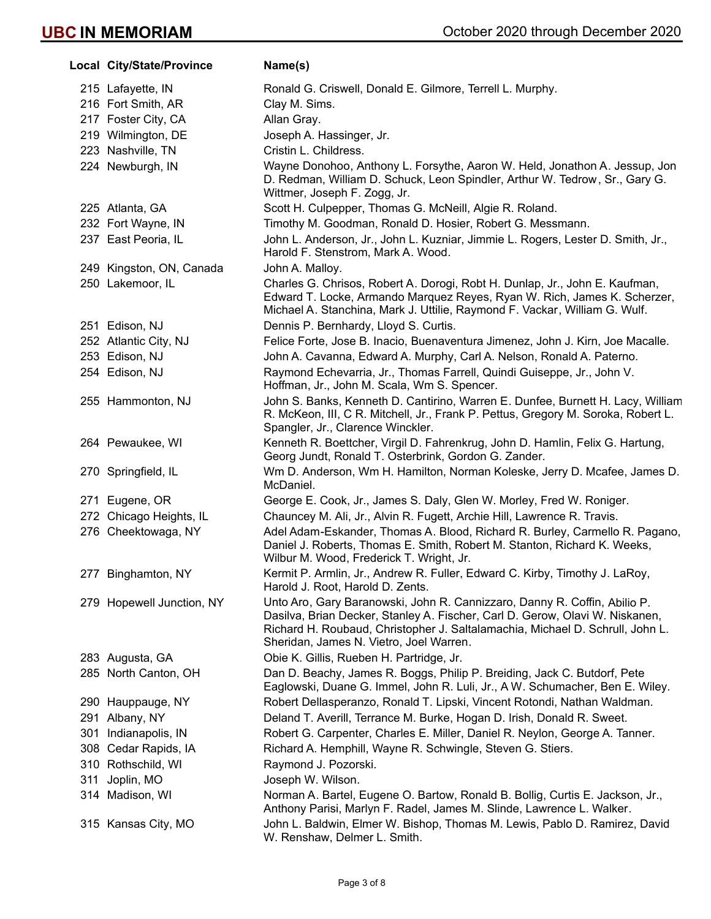| Local | City/State/Province | Name(s) |
|---|---|---|
| 215 | Lafayette, IN | Ronald G. Criswell, Donald E. Gilmore, Terrell L. Murphy. |
| 216 | Fort Smith, AR | Clay M. Sims. |
| 217 | Foster City, CA | Allan Gray. |
| 219 | Wilmington, DE | Joseph A. Hassinger, Jr. |
| 223 | Nashville, TN | Cristin L. Childress. |
| 224 | Newburgh, IN | Wayne Donohoo, Anthony L. Forsythe, Aaron W. Held, Jonathon A. Jessup, Jon D. Redman, William D. Schuck, Leon Spindler, Arthur W. Tedrow, Sr., Gary G. Wittmer, Joseph F. Zogg, Jr. |
| 225 | Atlanta, GA | Scott H. Culpepper, Thomas G. McNeill, Algie R. Roland. |
| 232 | Fort Wayne, IN | Timothy M. Goodman, Ronald D. Hosier, Robert G. Messmann. |
| 237 | East Peoria, IL | John L. Anderson, Jr., John L. Kuzniar, Jimmie L. Rogers, Lester D. Smith, Jr., Harold F. Stenstrom, Mark A. Wood. |
| 249 | Kingston, ON, Canada | John A. Malloy. |
| 250 | Lakemoor, IL | Charles G. Chrisos, Robert A. Dorogi, Robt H. Dunlap, Jr., John E. Kaufman, Edward T. Locke, Armando Marquez Reyes, Ryan W. Rich, James K. Scherzer, Michael A. Stanchina, Mark J. Uttilie, Raymond F. Vackar, William G. Wulf. |
| 251 | Edison, NJ | Dennis P. Bernhardy, Lloyd S. Curtis. |
| 252 | Atlantic City, NJ | Felice Forte, Jose B. Inacio, Buenaventura Jimenez, John J. Kirn, Joe Macalle. |
| 253 | Edison, NJ | John A. Cavanna, Edward A. Murphy, Carl A. Nelson, Ronald A. Paterno. |
| 254 | Edison, NJ | Raymond Echevarria, Jr., Thomas Farrell, Quindi Guiseppe, Jr., John V. Hoffman, Jr., John M. Scala, Wm S. Spencer. |
| 255 | Hammonton, NJ | John S. Banks, Kenneth D. Cantirino, Warren E. Dunfee, Burnett H. Lacy, William R. McKeon, III, C R. Mitchell, Jr., Frank P. Pettus, Gregory M. Soroka, Robert L. Spangler, Jr., Clarence Winckler. |
| 264 | Pewaukee, WI | Kenneth R. Boettcher, Virgil D. Fahrenkrug, John D. Hamlin, Felix G. Hartung, Georg Jundt, Ronald T. Osterbrink, Gordon G. Zander. |
| 270 | Springfield, IL | Wm D. Anderson, Wm H. Hamilton, Norman Koleske, Jerry D. Mcafee, James D. McDaniel. |
| 271 | Eugene, OR | George E. Cook, Jr., James S. Daly, Glen W. Morley, Fred W. Roniger. |
| 272 | Chicago Heights, IL | Chauncey M. Ali, Jr., Alvin R. Fugett, Archie Hill, Lawrence R. Travis. |
| 276 | Cheektowaga, NY | Adel Adam-Eskander, Thomas A. Blood, Richard R. Burley, Carmello R. Pagano, Daniel J. Roberts, Thomas E. Smith, Robert M. Stanton, Richard K. Weeks, Wilbur M. Wood, Frederick T. Wright, Jr. |
| 277 | Binghamton, NY | Kermit P. Armlin, Jr., Andrew R. Fuller, Edward C. Kirby, Timothy J. LaRoy, Harold J. Root, Harold D. Zents. |
| 279 | Hopewell Junction, NY | Unto Aro, Gary Baranowski, John R. Cannizzaro, Danny R. Coffin, Abilio P. Dasilva, Brian Decker, Stanley A. Fischer, Carl D. Gerow, Olavi W. Niskanen, Richard H. Roubaud, Christopher J. Saltalamachia, Michael D. Schrull, John L. Sheridan, James N. Vietro, Joel Warren. |
| 283 | Augusta, GA | Obie K. Gillis, Rueben H. Partridge, Jr. |
| 285 | North Canton, OH | Dan D. Beachy, James R. Boggs, Philip P. Breiding, Jack C. Butdorf, Pete Eaglowski, Duane G. Immel, John R. Luli, Jr., A W. Schumacher, Ben E. Wiley. |
| 290 | Hauppauge, NY | Robert Dellasperanzo, Ronald T. Lipski, Vincent Rotondi, Nathan Waldman. |
| 291 | Albany, NY | Deland T. Averill, Terrance M. Burke, Hogan D. Irish, Donald R. Sweet. |
| 301 | Indianapolis, IN | Robert G. Carpenter, Charles E. Miller, Daniel R. Neylon, George A. Tanner. |
| 308 | Cedar Rapids, IA | Richard A. Hemphill, Wayne R. Schwingle, Steven G. Stiers. |
| 310 | Rothschild, WI | Raymond J. Pozorski. |
| 311 | Joplin, MO | Joseph W. Wilson. |
| 314 | Madison, WI | Norman A. Bartel, Eugene O. Bartow, Ronald B. Bollig, Curtis E. Jackson, Jr., Anthony Parisi, Marlyn F. Radel, James M. Slinde, Lawrence L. Walker. |
| 315 | Kansas City, MO | John L. Baldwin, Elmer W. Bishop, Thomas M. Lewis, Pablo D. Ramirez, David W. Renshaw, Delmer L. Smith. |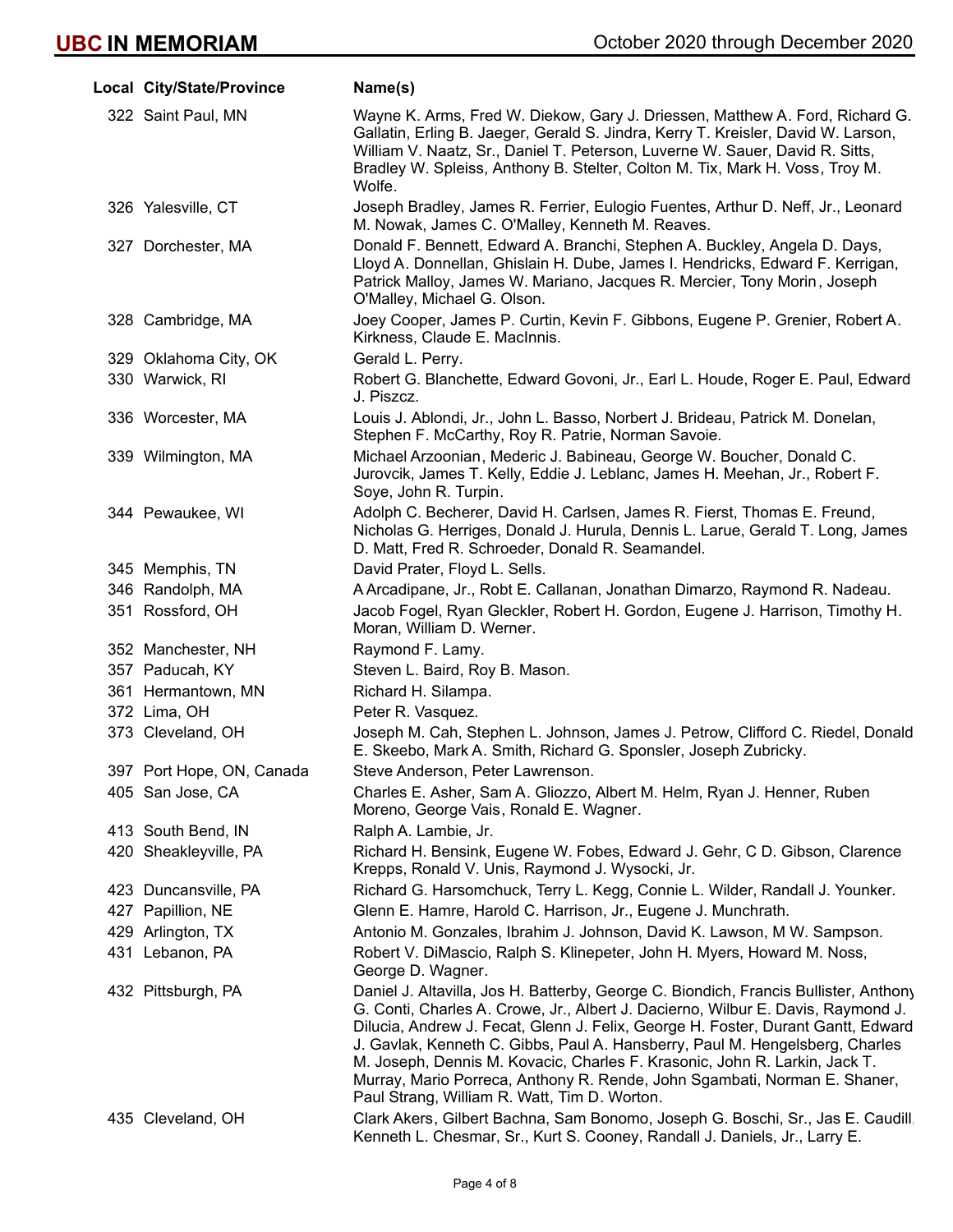| Local | City/State/Province | Name(s) |
|---|---|---|
| 322 | Saint Paul, MN | Wayne K. Arms, Fred W. Diekow, Gary J. Driessen, Matthew A. Ford, Richard G. Gallatin, Erling B. Jaeger, Gerald S. Jindra, Kerry T. Kreisler, David W. Larson, William V. Naatz, Sr., Daniel T. Peterson, Luverne W. Sauer, David R. Sitts, Bradley W. Spleiss, Anthony B. Stelter, Colton M. Tix, Mark H. Voss, Troy M. Wolfe. |
| 326 | Yalesville, CT | Joseph Bradley, James R. Ferrier, Eulogio Fuentes, Arthur D. Neff, Jr., Leonard M. Nowak, James C. O'Malley, Kenneth M. Reaves. |
| 327 | Dorchester, MA | Donald F. Bennett, Edward A. Branchi, Stephen A. Buckley, Angela D. Days, Lloyd A. Donnellan, Ghislain H. Dube, James I. Hendricks, Edward F. Kerrigan, Patrick Malloy, James W. Mariano, Jacques R. Mercier, Tony Morin, Joseph O'Malley, Michael G. Olson. |
| 328 | Cambridge, MA | Joey Cooper, James P. Curtin, Kevin F. Gibbons, Eugene P. Grenier, Robert A. Kirkness, Claude E. MacInnis. |
| 329 | Oklahoma City, OK | Gerald L. Perry. |
| 330 | Warwick, RI | Robert G. Blanchette, Edward Govoni, Jr., Earl L. Houde, Roger E. Paul, Edward J. Piszcz. |
| 336 | Worcester, MA | Louis J. Ablondi, Jr., John L. Basso, Norbert J. Brideau, Patrick M. Donelan, Stephen F. McCarthy, Roy R. Patrie, Norman Savoie. |
| 339 | Wilmington, MA | Michael Arzoonian, Mederic J. Babineau, George W. Boucher, Donald C. Jurovcik, James T. Kelly, Eddie J. Leblanc, James H. Meehan, Jr., Robert F. Soye, John R. Turpin. |
| 344 | Pewaukee, WI | Adolph C. Becherer, David H. Carlsen, James R. Fierst, Thomas E. Freund, Nicholas G. Herriges, Donald J. Hurula, Dennis L. Larue, Gerald T. Long, James D. Matt, Fred R. Schroeder, Donald R. Seamandel. |
| 345 | Memphis, TN | David Prater, Floyd L. Sells. |
| 346 | Randolph, MA | A Arcadipane, Jr., Robt E. Callanan, Jonathan Dimarzo, Raymond R. Nadeau. |
| 351 | Rossford, OH | Jacob Fogel, Ryan Gleckler, Robert H. Gordon, Eugene J. Harrison, Timothy H. Moran, William D. Werner. |
| 352 | Manchester, NH | Raymond F. Lamy. |
| 357 | Paducah, KY | Steven L. Baird, Roy B. Mason. |
| 361 | Hermantown, MN | Richard H. Silampa. |
| 372 | Lima, OH | Peter R. Vasquez. |
| 373 | Cleveland, OH | Joseph M. Cah, Stephen L. Johnson, James J. Petrow, Clifford C. Riedel, Donald E. Skeebo, Mark A. Smith, Richard G. Sponsler, Joseph Zubricky. |
| 397 | Port Hope, ON, Canada | Steve Anderson, Peter Lawrenson. |
| 405 | San Jose, CA | Charles E. Asher, Sam A. Gliozzo, Albert M. Helm, Ryan J. Henner, Ruben Moreno, George Vais, Ronald E. Wagner. |
| 413 | South Bend, IN | Ralph A. Lambie, Jr. |
| 420 | Sheakleyville, PA | Richard H. Bensink, Eugene W. Fobes, Edward J. Gehr, C D. Gibson, Clarence Krepps, Ronald V. Unis, Raymond J. Wysocki, Jr. |
| 423 | Duncansville, PA | Richard G. Harsomchuck, Terry L. Kegg, Connie L. Wilder, Randall J. Younker. |
| 427 | Papillion, NE | Glenn E. Hamre, Harold C. Harrison, Jr., Eugene J. Munchrath. |
| 429 | Arlington, TX | Antonio M. Gonzales, Ibrahim J. Johnson, David K. Lawson, M W. Sampson. |
| 431 | Lebanon, PA | Robert V. DiMascio, Ralph S. Klinepeter, John H. Myers, Howard M. Noss, George D. Wagner. |
| 432 | Pittsburgh, PA | Daniel J. Altavilla, Jos H. Batterby, George C. Biondich, Francis Bullister, Anthony G. Conti, Charles A. Crowe, Jr., Albert J. Dacierno, Wilbur E. Davis, Raymond J. Dilucia, Andrew J. Fecat, Glenn J. Felix, George H. Foster, Durant Gantt, Edward J. Gavlak, Kenneth C. Gibbs, Paul A. Hansberry, Paul M. Hengelsberg, Charles M. Joseph, Dennis M. Kovacic, Charles F. Krasonic, John R. Larkin, Jack T. Murray, Mario Porreca, Anthony R. Rende, John Sgambati, Norman E. Shaner, Paul Strang, William R. Watt, Tim D. Worton. |
| 435 | Cleveland, OH | Clark Akers, Gilbert Bachna, Sam Bonomo, Joseph G. Boschi, Sr., Jas E. Caudill, Kenneth L. Chesmar, Sr., Kurt S. Cooney, Randall J. Daniels, Jr., Larry E. |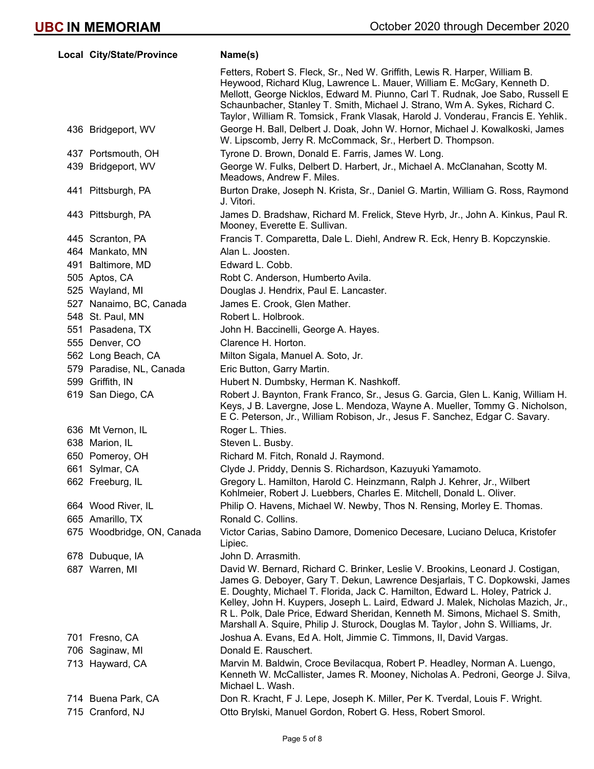| Local | City/State/Province | Name(s) |
|---|---|---|
| | | Fetters, Robert S. Fleck, Sr., Ned W. Griffith, Lewis R. Harper, William B. Heywood, Richard Klug, Lawrence L. Mauer, William E. McGary, Kenneth D. Mellott, George Nicklos, Edward M. Piunno, Carl T. Rudnak, Joe Sabo, Russell E Schaunbacher, Stanley T. Smith, Michael J. Strano, Wm A. Sykes, Richard C. Taylor, William R. Tomsick, Frank Vlasak, Harold J. Vonderau, Francis E. Yehlik. |
| 436 | Bridgeport, WV | George H. Ball, Delbert J. Doak, John W. Hornor, Michael J. Kowalkoski, James W. Lipscomb, Jerry R. McCommack, Sr., Herbert D. Thompson. |
| 437 | Portsmouth, OH | Tyrone D. Brown, Donald E. Farris, James W. Long. |
| 439 | Bridgeport, WV | George W. Fulks, Delbert D. Harbert, Jr., Michael A. McClanahan, Scotty M. Meadows, Andrew F. Miles. |
| 441 | Pittsburgh, PA | Burton Drake, Joseph N. Krista, Sr., Daniel G. Martin, William G. Ross, Raymond J. Vitori. |
| 443 | Pittsburgh, PA | James D. Bradshaw, Richard M. Frelick, Steve Hyrb, Jr., John A. Kinkus, Paul R. Mooney, Everette E. Sullivan. |
| 445 | Scranton, PA | Francis T. Comparetta, Dale L. Diehl, Andrew R. Eck, Henry B. Kopczynskie. |
| 464 | Mankato, MN | Alan L. Joosten. |
| 491 | Baltimore, MD | Edward L. Cobb. |
| 505 | Aptos, CA | Robt C. Anderson, Humberto Avila. |
| 525 | Wayland, MI | Douglas J. Hendrix, Paul E. Lancaster. |
| 527 | Nanaimo, BC, Canada | James E. Crook, Glen Mather. |
| 548 | St. Paul, MN | Robert L. Holbrook. |
| 551 | Pasadena, TX | John H. Baccinelli, George A. Hayes. |
| 555 | Denver, CO | Clarence H. Horton. |
| 562 | Long Beach, CA | Milton Sigala, Manuel A. Soto, Jr. |
| 579 | Paradise, NL, Canada | Eric Button, Garry Martin. |
| 599 | Griffith, IN | Hubert N. Dumbsky, Herman K. Nashkoff. |
| 619 | San Diego, CA | Robert J. Baynton, Frank Franco, Sr., Jesus G. Garcia, Glen L. Kanig, William H. Keys, J B. Lavergne, Jose L. Mendoza, Wayne A. Mueller, Tommy G. Nicholson, E C. Peterson, Jr., William Robison, Jr., Jesus F. Sanchez, Edgar C. Savary. |
| 636 | Mt Vernon, IL | Roger L. Thies. |
| 638 | Marion, IL | Steven L. Busby. |
| 650 | Pomeroy, OH | Richard M. Fitch, Ronald J. Raymond. |
| 661 | Sylmar, CA | Clyde J. Priddy, Dennis S. Richardson, Kazuyuki Yamamoto. |
| 662 | Freeburg, IL | Gregory L. Hamilton, Harold C. Heinzmann, Ralph J. Kehrer, Jr., Wilbert Kohlmeier, Robert J. Luebbers, Charles E. Mitchell, Donald L. Oliver. |
| 664 | Wood River, IL | Philip O. Havens, Michael W. Newby, Thos N. Rensing, Morley E. Thomas. |
| 665 | Amarillo, TX | Ronald C. Collins. |
| 675 | Woodbridge, ON, Canada | Victor Carias, Sabino Damore, Domenico Decesare, Luciano Deluca, Kristofer Lipiec. |
| 678 | Dubuque, IA | John D. Arrasmith. |
| 687 | Warren, MI | David W. Bernard, Richard C. Brinker, Leslie V. Brookins, Leonard J. Costigan, James G. Deboyer, Gary T. Dekun, Lawrence Desjarlais, T C. Dopkowski, James E. Doughty, Michael T. Florida, Jack C. Hamilton, Edward L. Holey, Patrick J. Kelley, John H. Kuypers, Joseph L. Laird, Edward J. Malek, Nicholas Mazich, Jr., R L. Polk, Dale Price, Edward Sheridan, Kenneth M. Simons, Michael S. Smith, Marshall A. Squire, Philip J. Sturock, Douglas M. Taylor, John S. Williams, Jr. |
| 701 | Fresno, CA | Joshua A. Evans, Ed A. Holt, Jimmie C. Timmons, II, David Vargas. |
| 706 | Saginaw, MI | Donald E. Rauschert. |
| 713 | Hayward, CA | Marvin M. Baldwin, Croce Bevilacqua, Robert P. Headley, Norman A. Luengo, Kenneth W. McCallister, James R. Mooney, Nicholas A. Pedroni, George J. Silva, Michael L. Wash. |
| 714 | Buena Park, CA | Don R. Kracht, F J. Lepe, Joseph K. Miller, Per K. Tverdal, Louis F. Wright. |
| 715 | Cranford, NJ | Otto Brylski, Manuel Gordon, Robert G. Hess, Robert Smorol. |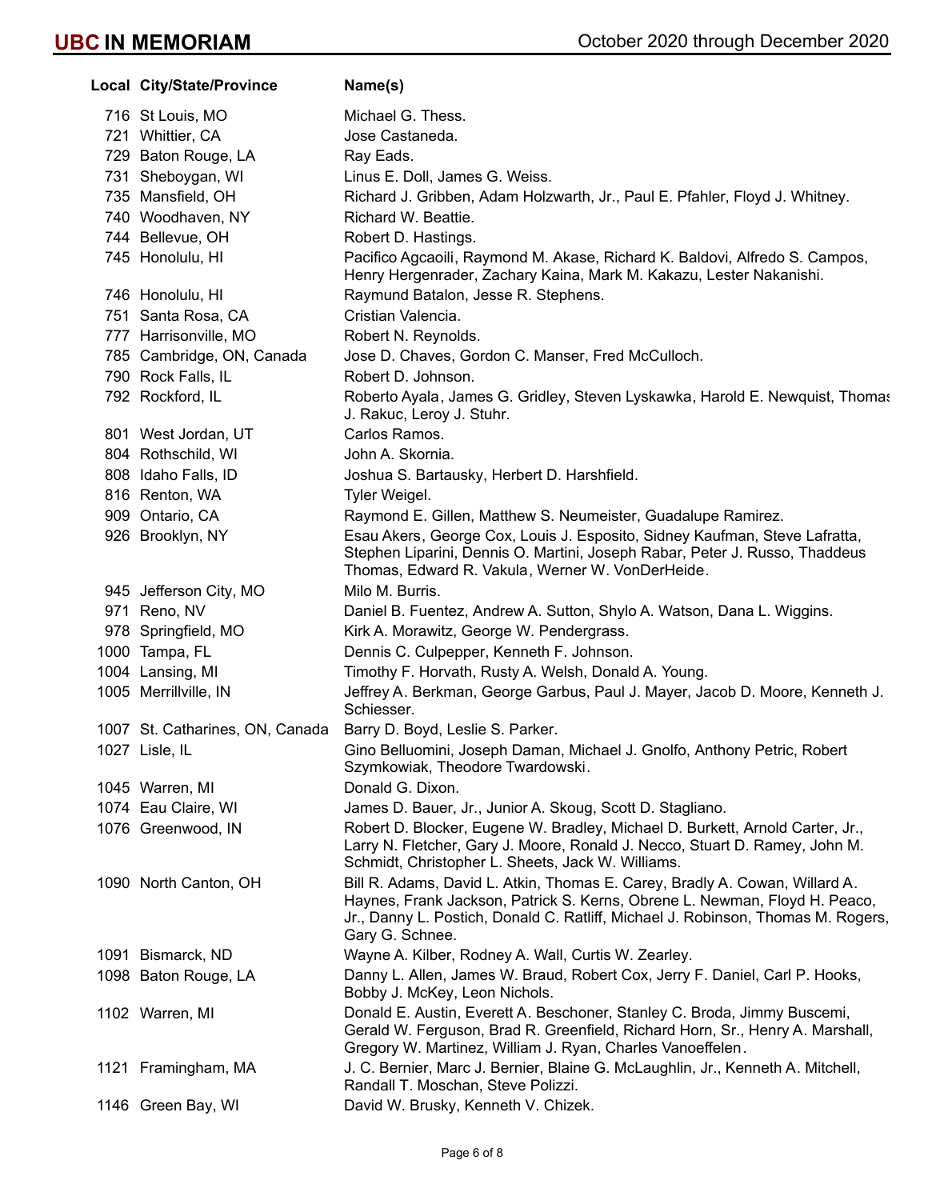| Local | City/State/Province | Name(s) |
| --- | --- | --- |
| 716 | St Louis, MO | Michael G. Thess. |
| 721 | Whittier, CA | Jose Castaneda. |
| 729 | Baton Rouge, LA | Ray Eads. |
| 731 | Sheboygan, WI | Linus E. Doll, James G. Weiss. |
| 735 | Mansfield, OH | Richard J. Gribben, Adam Holzwarth, Jr., Paul E. Pfahler, Floyd J. Whitney. |
| 740 | Woodhaven, NY | Richard W. Beattie. |
| 744 | Bellevue, OH | Robert D. Hastings. |
| 745 | Honolulu, HI | Pacifico Agcaoili, Raymond M. Akase, Richard K. Baldovi, Alfredo S. Campos, Henry Hergenrader, Zachary Kaina, Mark M. Kakazu, Lester Nakanishi. |
| 746 | Honolulu, HI | Raymund Batalon, Jesse R. Stephens. |
| 751 | Santa Rosa, CA | Cristian Valencia. |
| 777 | Harrisonville, MO | Robert N. Reynolds. |
| 785 | Cambridge, ON, Canada | Jose D. Chaves, Gordon C. Manser, Fred McCulloch. |
| 790 | Rock Falls, IL | Robert D. Johnson. |
| 792 | Rockford, IL | Roberto Ayala, James G. Gridley, Steven Lyskawka, Harold E. Newquist, Thomas J. Rakuc, Leroy J. Stuhr. |
| 801 | West Jordan, UT | Carlos Ramos. |
| 804 | Rothschild, WI | John A. Skornia. |
| 808 | Idaho Falls, ID | Joshua S. Bartausky, Herbert D. Harshfield. |
| 816 | Renton, WA | Tyler Weigel. |
| 909 | Ontario, CA | Raymond E. Gillen, Matthew S. Neumeister, Guadalupe Ramirez. |
| 926 | Brooklyn, NY | Esau Akers, George Cox, Louis J. Esposito, Sidney Kaufman, Steve Lafratta, Stephen Liparini, Dennis O. Martini, Joseph Rabar, Peter J. Russo, Thaddeus Thomas, Edward R. Vakula, Werner W. VonDerHeide. |
| 945 | Jefferson City, MO | Milo M. Burris. |
| 971 | Reno, NV | Daniel B. Fuentez, Andrew A. Sutton, Shylo A. Watson, Dana L. Wiggins. |
| 978 | Springfield, MO | Kirk A. Morawitz, George W. Pendergrass. |
| 1000 | Tampa, FL | Dennis C. Culpepper, Kenneth F. Johnson. |
| 1004 | Lansing, MI | Timothy F. Horvath, Rusty A. Welsh, Donald A. Young. |
| 1005 | Merrillville, IN | Jeffrey A. Berkman, George Garbus, Paul J. Mayer, Jacob D. Moore, Kenneth J. Schiesser. |
| 1007 | St. Catharines, ON, Canada | Barry D. Boyd, Leslie S. Parker. |
| 1027 | Lisle, IL | Gino Belluomini, Joseph Daman, Michael J. Gnolfo, Anthony Petric, Robert Szymkowiak, Theodore Twardowski. |
| 1045 | Warren, MI | Donald G. Dixon. |
| 1074 | Eau Claire, WI | James D. Bauer, Jr., Junior A. Skoug, Scott D. Stagliano. |
| 1076 | Greenwood, IN | Robert D. Blocker, Eugene W. Bradley, Michael D. Burkett, Arnold Carter, Jr., Larry N. Fletcher, Gary J. Moore, Ronald J. Necco, Stuart D. Ramey, John M. Schmidt, Christopher L. Sheets, Jack W. Williams. |
| 1090 | North Canton, OH | Bill R. Adams, David L. Atkin, Thomas E. Carey, Bradly A. Cowan, Willard A. Haynes, Frank Jackson, Patrick S. Kerns, Obrene L. Newman, Floyd H. Peaco, Jr., Danny L. Postich, Donald C. Ratliff, Michael J. Robinson, Thomas M. Rogers, Gary G. Schnee. |
| 1091 | Bismarck, ND | Wayne A. Kilber, Rodney A. Wall, Curtis W. Zearley. |
| 1098 | Baton Rouge, LA | Danny L. Allen, James W. Braud, Robert Cox, Jerry F. Daniel, Carl P. Hooks, Bobby J. McKey, Leon Nichols. |
| 1102 | Warren, MI | Donald E. Austin, Everett A. Beschoner, Stanley C. Broda, Jimmy Buscemi, Gerald W. Ferguson, Brad R. Greenfield, Richard Horn, Sr., Henry A. Marshall, Gregory W. Martinez, William J. Ryan, Charles Vanoeffelen. |
| 1121 | Framingham, MA | J. C. Bernier, Marc J. Bernier, Blaine G. McLaughlin, Jr., Kenneth A. Mitchell, Randall T. Moschan, Steve Polizzi. |
| 1146 | Green Bay, WI | David W. Brusky, Kenneth V. Chizek. |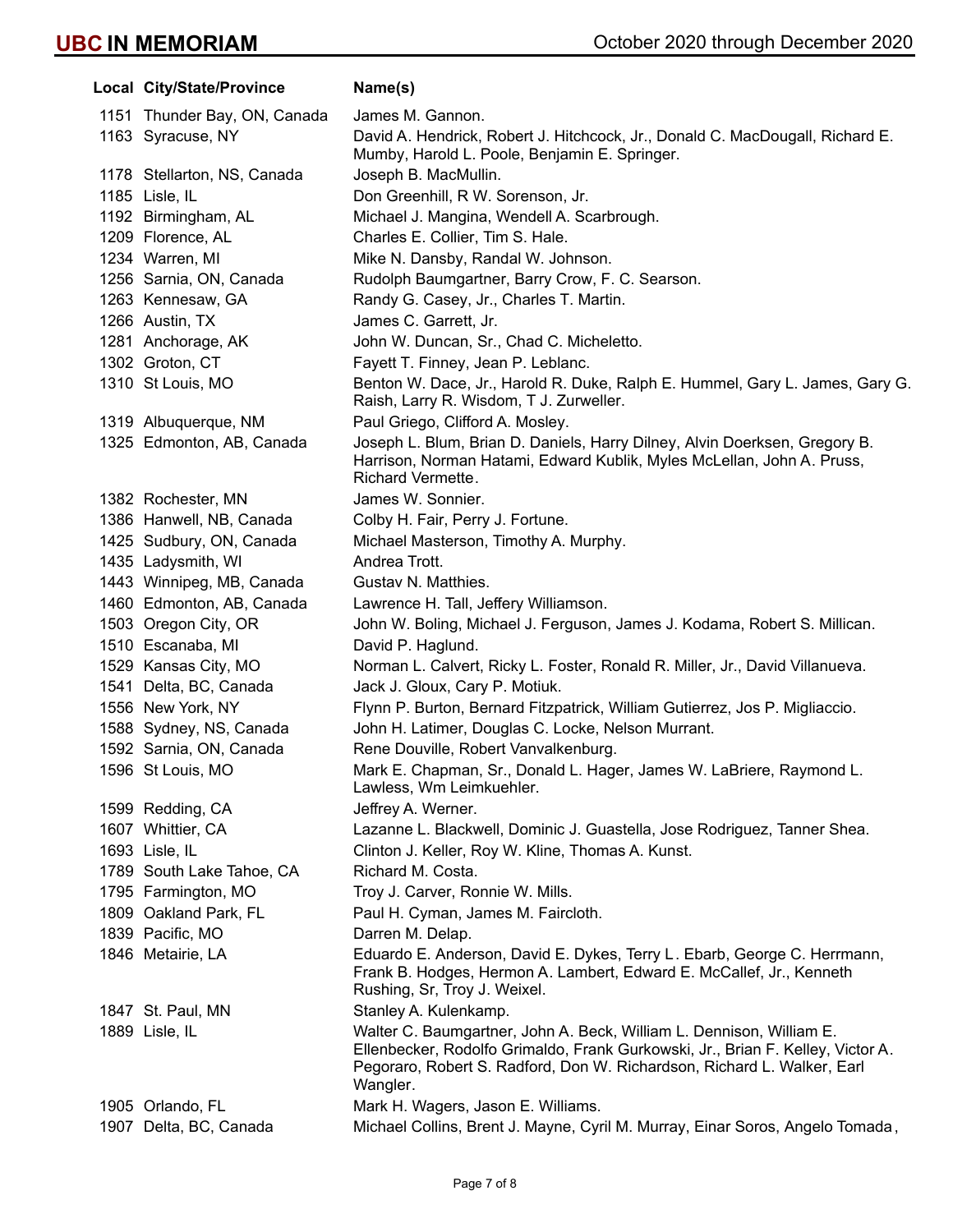| Local | City/State/Province | Name(s) |
|---|---|---|
| 1151 | Thunder Bay, ON, Canada | James M. Gannon. |
| 1163 | Syracuse, NY | David A. Hendrick, Robert J. Hitchcock, Jr., Donald C. MacDougall, Richard E. Mumby, Harold L. Poole, Benjamin E. Springer. |
| 1178 | Stellarton, NS, Canada | Joseph B. MacMullin. |
| 1185 | Lisle, IL | Don Greenhill, R W. Sorenson, Jr. |
| 1192 | Birmingham, AL | Michael J. Mangina, Wendell A. Scarbrough. |
| 1209 | Florence, AL | Charles E. Collier, Tim S. Hale. |
| 1234 | Warren, MI | Mike N. Dansby, Randal W. Johnson. |
| 1256 | Sarnia, ON, Canada | Rudolph Baumgartner, Barry Crow, F. C. Searson. |
| 1263 | Kennesaw, GA | Randy G. Casey, Jr., Charles T. Martin. |
| 1266 | Austin, TX | James C. Garrett, Jr. |
| 1281 | Anchorage, AK | John W. Duncan, Sr., Chad C. Micheletto. |
| 1302 | Groton, CT | Fayett T. Finney, Jean P. Leblanc. |
| 1310 | St Louis, MO | Benton W. Dace, Jr., Harold R. Duke, Ralph E. Hummel, Gary L. James, Gary G. Raish, Larry R. Wisdom, T J. Zurweller. |
| 1319 | Albuquerque, NM | Paul Griego, Clifford A. Mosley. |
| 1325 | Edmonton, AB, Canada | Joseph L. Blum, Brian D. Daniels, Harry Dilney, Alvin Doerksen, Gregory B. Harrison, Norman Hatami, Edward Kublik, Myles McLellan, John A. Pruss, Richard Vermette. |
| 1382 | Rochester, MN | James W. Sonnier. |
| 1386 | Hanwell, NB, Canada | Colby H. Fair, Perry J. Fortune. |
| 1425 | Sudbury, ON, Canada | Michael Masterson, Timothy A. Murphy. |
| 1435 | Ladysmith, WI | Andrea Trott. |
| 1443 | Winnipeg, MB, Canada | Gustav N. Matthies. |
| 1460 | Edmonton, AB, Canada | Lawrence H. Tall, Jeffery Williamson. |
| 1503 | Oregon City, OR | John W. Boling, Michael J. Ferguson, James J. Kodama, Robert S. Millican. |
| 1510 | Escanaba, MI | David P. Haglund. |
| 1529 | Kansas City, MO | Norman L. Calvert, Ricky L. Foster, Ronald R. Miller, Jr., David Villanueva. |
| 1541 | Delta, BC, Canada | Jack J. Gloux, Cary P. Motiuk. |
| 1556 | New York, NY | Flynn P. Burton, Bernard Fitzpatrick, William Gutierrez, Jos P. Migliaccio. |
| 1588 | Sydney, NS, Canada | John H. Latimer, Douglas C. Locke, Nelson Murrant. |
| 1592 | Sarnia, ON, Canada | Rene Douville, Robert Vanvalkenburg. |
| 1596 | St Louis, MO | Mark E. Chapman, Sr., Donald L. Hager, James W. LaBriere, Raymond L. Lawless, Wm Leimkuehler. |
| 1599 | Redding, CA | Jeffrey A. Werner. |
| 1607 | Whittier, CA | Lazanne L. Blackwell, Dominic J. Guastella, Jose Rodriguez, Tanner Shea. |
| 1693 | Lisle, IL | Clinton J. Keller, Roy W. Kline, Thomas A. Kunst. |
| 1789 | South Lake Tahoe, CA | Richard M. Costa. |
| 1795 | Farmington, MO | Troy J. Carver, Ronnie W. Mills. |
| 1809 | Oakland Park, FL | Paul H. Cyman, James M. Faircloth. |
| 1839 | Pacific, MO | Darren M. Delap. |
| 1846 | Metairie, LA | Eduardo E. Anderson, David E. Dykes, Terry L. Ebarb, George C. Herrmann, Frank B. Hodges, Hermon A. Lambert, Edward E. McCallef, Jr., Kenneth Rushing, Sr, Troy J. Weixel. |
| 1847 | St. Paul, MN | Stanley A. Kulenkamp. |
| 1889 | Lisle, IL | Walter C. Baumgartner, John A. Beck, William L. Dennison, William E. Ellenbecker, Rodolfo Grimaldo, Frank Gurkowski, Jr., Brian F. Kelley, Victor A. Pegoraro, Robert S. Radford, Don W. Richardson, Richard L. Walker, Earl Wangler. |
| 1905 | Orlando, FL | Mark H. Wagers, Jason E. Williams. |
| 1907 | Delta, BC, Canada | Michael Collins, Brent J. Mayne, Cyril M. Murray, Einar Soros, Angelo Tomada, |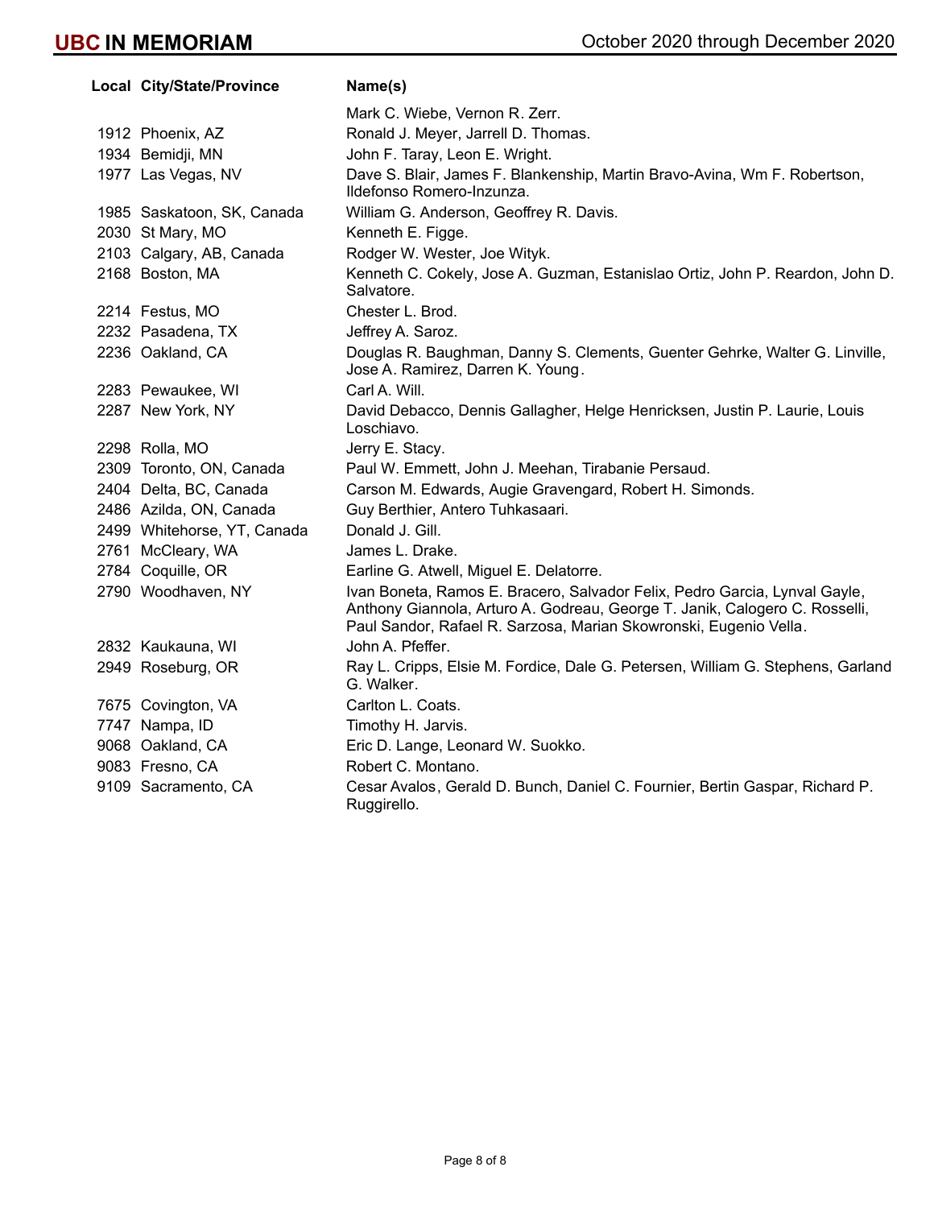| Local | City/State/Province | Name(s) |
|---|---|---|
| | | Mark C. Wiebe, Vernon R. Zerr. |
| 1912 | Phoenix, AZ | Ronald J. Meyer, Jarrell D. Thomas. |
| 1934 | Bemidji, MN | John F. Taray, Leon E. Wright. |
| 1977 | Las Vegas, NV | Dave S. Blair, James F. Blankenship, Martin Bravo-Avina, Wm F. Robertson, Ildefonso Romero-Inzunza. |
| 1985 | Saskatoon, SK, Canada | William G. Anderson, Geoffrey R. Davis. |
| 2030 | St Mary, MO | Kenneth E. Figge. |
| 2103 | Calgary, AB, Canada | Rodger W. Wester, Joe Wityk. |
| 2168 | Boston, MA | Kenneth C. Cokely, Jose A. Guzman, Estanislao Ortiz, John P. Reardon, John D. Salvatore. |
| 2214 | Festus, MO | Chester L. Brod. |
| 2232 | Pasadena, TX | Jeffrey A. Saroz. |
| 2236 | Oakland, CA | Douglas R. Baughman, Danny S. Clements, Guenter Gehrke, Walter G. Linville, Jose A. Ramirez, Darren K. Young. |
| 2283 | Pewaukee, WI | Carl A. Will. |
| 2287 | New York, NY | David Debacco, Dennis Gallagher, Helge Henricksen, Justin P. Laurie, Louis Loschiavo. |
| 2298 | Rolla, MO | Jerry E. Stacy. |
| 2309 | Toronto, ON, Canada | Paul W. Emmett, John J. Meehan, Tirabanie Persaud. |
| 2404 | Delta, BC, Canada | Carson M. Edwards, Augie Gravengard, Robert H. Simonds. |
| 2486 | Azilda, ON, Canada | Guy Berthier, Antero Tuhkasaari. |
| 2499 | Whitehorse, YT, Canada | Donald J. Gill. |
| 2761 | McCleary, WA | James L. Drake. |
| 2784 | Coquille, OR | Earline G. Atwell, Miguel E. Delatorre. |
| 2790 | Woodhaven, NY | Ivan Boneta, Ramos E. Bracero, Salvador Felix, Pedro Garcia, Lynval Gayle, Anthony Giannola, Arturo A. Godreau, George T. Janik, Calogero C. Rosselli, Paul Sandor, Rafael R. Sarzosa, Marian Skowronski, Eugenio Vella. |
| 2832 | Kaukauna, WI | John A. Pfeffer. |
| 2949 | Roseburg, OR | Ray L. Cripps, Elsie M. Fordice, Dale G. Petersen, William G. Stephens, Garland G. Walker. |
| 7675 | Covington, VA | Carlton L. Coats. |
| 7747 | Nampa, ID | Timothy H. Jarvis. |
| 9068 | Oakland, CA | Eric D. Lange, Leonard W. Suokko. |
| 9083 | Fresno, CA | Robert C. Montano. |
| 9109 | Sacramento, CA | Cesar Avalos, Gerald D. Bunch, Daniel C. Fournier, Bertin Gaspar, Richard P. Ruggirello. |